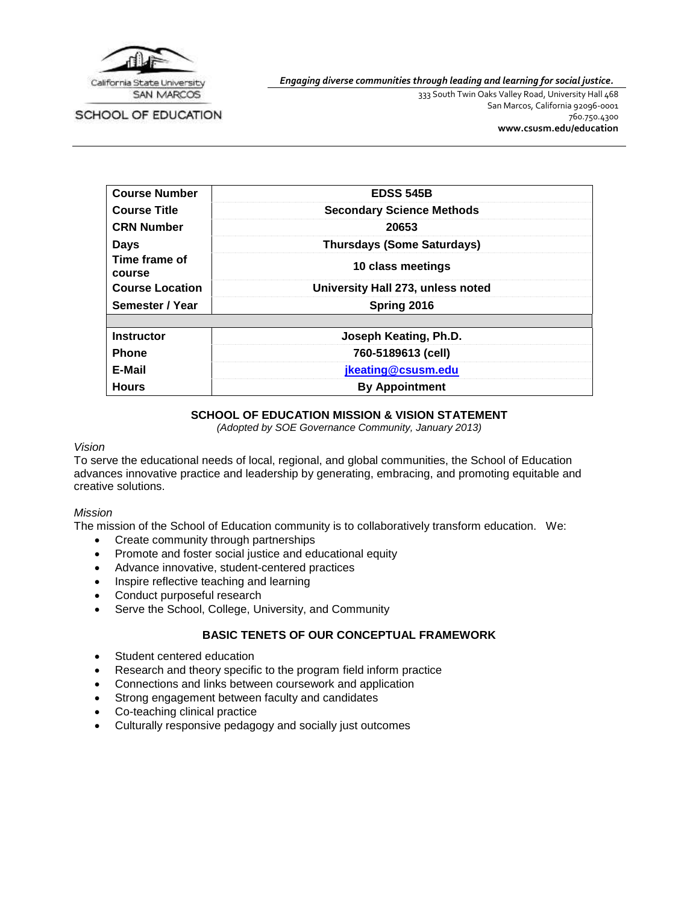California State University SAN MARCOS

SCHOOL OF EDUCATION

*Engaging diverse communities through leading and learning for social justice.*

333 South Twin Oaks Valley Road, University Hall 468
San Marcos, California 92096-0001
760.750.4300
**www.csusm.edu/education**

| **Course Number** | **EDSS 545B** |
|---|---|
| **Course Title** | **Secondary Science Methods** |
| **CRN Number** | **20653** |
| **Days** | **Thursdays (Some Saturdays)** |
| **Time frame of course** | **10 class meetings** |
| **Course Location** | **University Hall 273, unless noted** |
| **Semester / Year** | **Spring 2016** |
| | |
| **Instructor** | **Joseph Keating, Ph.D.** |
| **Phone** | **760-5189613 (cell)** |
| **E-Mail** | **jkeating@csusm.edu** |
| **Hours** | **By Appointment** |

## SCHOOL OF EDUCATION MISSION & VISION STATEMENT

*(Adopted by SOE Governance Community, January 2013)*

*Vision*

To serve the educational needs of local, regional, and global communities, the School of Education advances innovative practice and leadership by generating, embracing, and promoting equitable and creative solutions.

*Mission*

The mission of the School of Education community is to collaboratively transform education. We:

- Create community through partnerships
- Promote and foster social justice and educational equity
- Advance innovative, student-centered practices
- Inspire reflective teaching and learning
- Conduct purposeful research
- Serve the School, College, University, and Community

## BASIC TENETS OF OUR CONCEPTUAL FRAMEWORK

- Student centered education
- Research and theory specific to the program field inform practice
- Connections and links between coursework and application
- Strong engagement between faculty and candidates
- Co-teaching clinical practice
- Culturally responsive pedagogy and socially just outcomes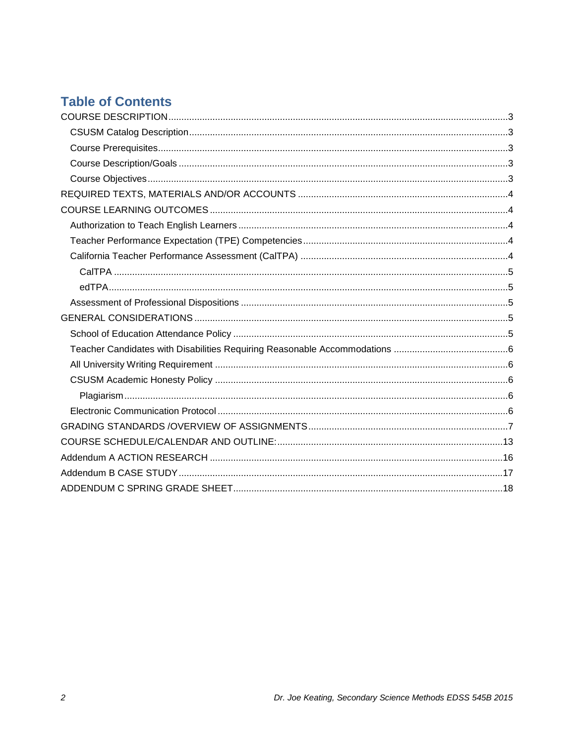# Table of Contents

COURSE DESCRIPTION ....................................................................................................................3
- CSUSM Catalog Description ......................................................................................................3
- Course Prerequisites.....................................................................................................................3
- Course Description/Goals .............................................................................................................3
- Course Objectives .........................................................................................................................3

REQUIRED TEXTS, MATERIALS AND/OR ACCOUNTS ................................................................4

COURSE LEARNING OUTCOMES ..................................................................................................4
- Authorization to Teach English Learners .......................................................................................4
- Teacher Performance Expectation (TPE) Competencies ..............................................................4
- California Teacher Performance Assessment (CalTPA) ...............................................................4
  - CalTPA .....................................................................................................................................5
  - edTPA.......................................................................................................................................5
- Assessment of Professional Dispositions ......................................................................................5

GENERAL CONSIDERATIONS ........................................................................................................5
- School of Education Attendance Policy .........................................................................................5
- Teacher Candidates with Disabilities Requiring Reasonable Accommodations ............................6
- All University Writing Requirement ................................................................................................6
- CSUSM Academic Honesty Policy ................................................................................................6
  - Plagiarism..................................................................................................................................6
- Electronic Communication Protocol ...............................................................................................6

GRADING STANDARDS /OVERVIEW OF ASSIGNMENTS ............................................................7

COURSE SCHEDULE/CALENDAR AND OUTLINE:......................................................................13

Addendum A ACTION RESEARCH ................................................................................................16

Addendum B CASE STUDY ............................................................................................................17

ADDENDUM C SPRING GRADE SHEET.......................................................................................18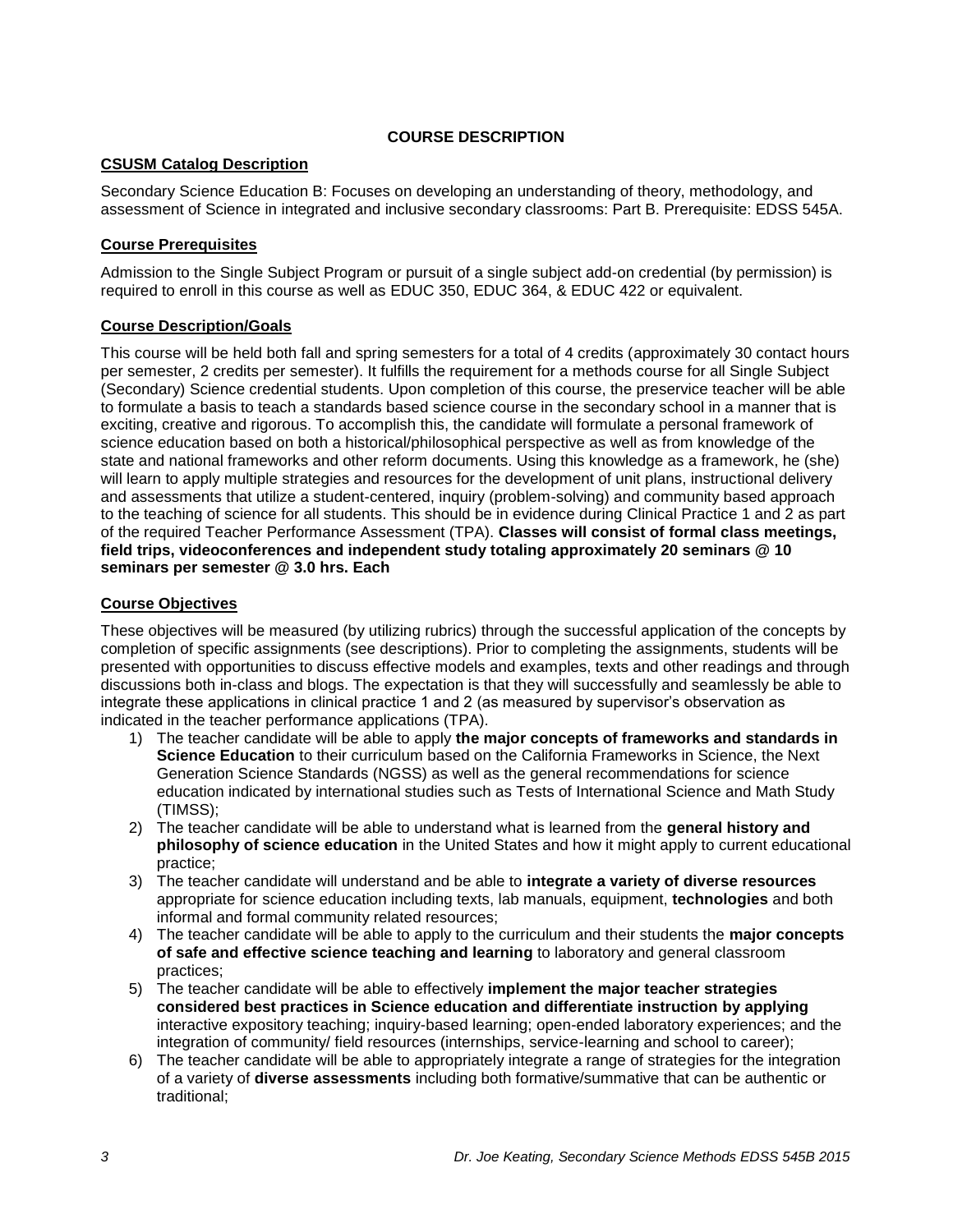# COURSE DESCRIPTION

## CSUSM Catalog Description

Secondary Science Education B: Focuses on developing an understanding of theory, methodology, and assessment of Science in integrated and inclusive secondary classrooms: Part B. Prerequisite: EDSS 545A.

## Course Prerequisites

Admission to the Single Subject Program or pursuit of a single subject add-on credential (by permission) is required to enroll in this course as well as EDUC 350, EDUC 364, & EDUC 422 or equivalent.

## Course Description/Goals

This course will be held both fall and spring semesters for a total of 4 credits (approximately 30 contact hours per semester, 2 credits per semester). It fulfills the requirement for a methods course for all Single Subject (Secondary) Science credential students. Upon completion of this course, the preservice teacher will be able to formulate a basis to teach a standards based science course in the secondary school in a manner that is exciting, creative and rigorous. To accomplish this, the candidate will formulate a personal framework of science education based on both a historical/philosophical perspective as well as from knowledge of the state and national frameworks and other reform documents. Using this knowledge as a framework, he (she) will learn to apply multiple strategies and resources for the development of unit plans, instructional delivery and assessments that utilize a student-centered, inquiry (problem-solving) and community based approach to the teaching of science for all students. This should be in evidence during Clinical Practice 1 and 2 as part of the required Teacher Performance Assessment (TPA). **Classes will consist of formal class meetings, field trips, videoconferences and independent study totaling approximately 20 seminars @ 10 seminars per semester @ 3.0 hrs. Each**

## Course Objectives

These objectives will be measured (by utilizing rubrics) through the successful application of the concepts by completion of specific assignments (see descriptions). Prior to completing the assignments, students will be presented with opportunities to discuss effective models and examples, texts and other readings and through discussions both in-class and blogs. The expectation is that they will successfully and seamlessly be able to integrate these applications in clinical practice 1 and 2 (as measured by supervisor's observation as indicated in the teacher performance applications (TPA).

1) The teacher candidate will be able to apply **the major concepts of frameworks and standards in Science Education** to their curriculum based on the California Frameworks in Science, the Next Generation Science Standards (NGSS) as well as the general recommendations for science education indicated by international studies such as Tests of International Science and Math Study (TIMSS);
2) The teacher candidate will be able to understand what is learned from the **general history and philosophy of science education** in the United States and how it might apply to current educational practice;
3) The teacher candidate will understand and be able to **integrate a variety of diverse resources** appropriate for science education including texts, lab manuals, equipment, **technologies** and both informal and formal community related resources;
4) The teacher candidate will be able to apply to the curriculum and their students the **major concepts of safe and effective science teaching and learning** to laboratory and general classroom practices;
5) The teacher candidate will be able to effectively **implement the major teacher strategies considered best practices in Science education and differentiate instruction by applying** interactive expository teaching; inquiry-based learning; open-ended laboratory experiences; and the integration of community/ field resources (internships, service-learning and school to career);
6) The teacher candidate will be able to appropriately integrate a range of strategies for the integration of a variety of **diverse assessments** including both formative/summative that can be authentic or traditional;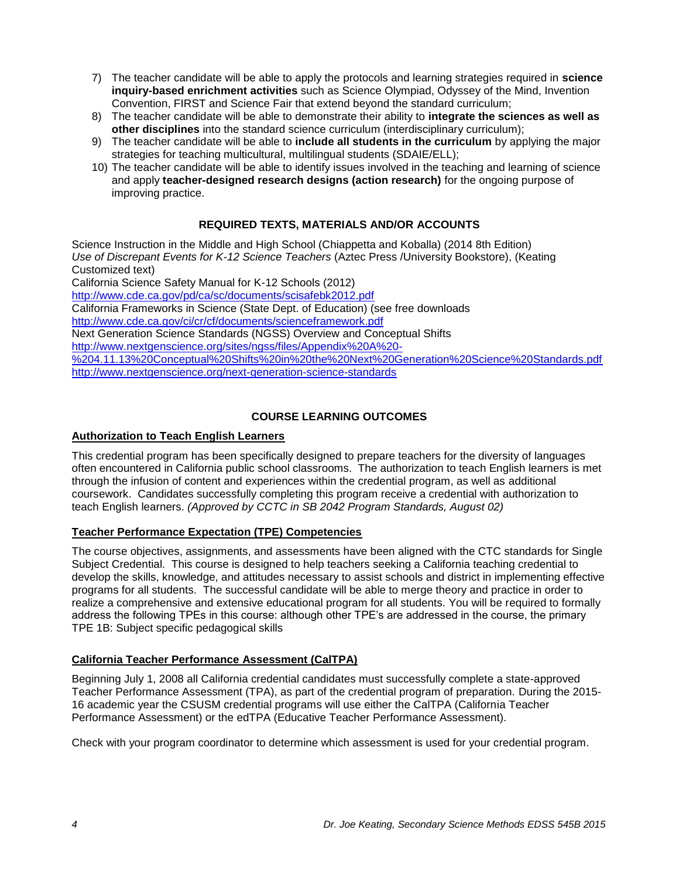7) The teacher candidate will be able to apply the protocols and learning strategies required in **science inquiry-based enrichment activities** such as Science Olympiad, Odyssey of the Mind, Invention Convention, FIRST and Science Fair that extend beyond the standard curriculum;
8) The teacher candidate will be able to demonstrate their ability to **integrate the sciences as well as other disciplines** into the standard science curriculum (interdisciplinary curriculum);
9) The teacher candidate will be able to **include all students in the curriculum** by applying the major strategies for teaching multicultural, multilingual students (SDAIE/ELL);
10) The teacher candidate will be able to identify issues involved in the teaching and learning of science and apply **teacher-designed research designs (action research)** for the ongoing purpose of improving practice.

## REQUIRED TEXTS, MATERIALS AND/OR ACCOUNTS

Science Instruction in the Middle and High School (Chiappetta and Koballa) (2014 8th Edition)
*Use of Discrepant Events for K-12 Science Teachers* (Aztec Press /University Bookstore), (Keating Customized text)
California Science Safety Manual for K-12 Schools (2012)
http://www.cde.ca.gov/pd/ca/sc/documents/scisafebk2012.pdf
California Frameworks in Science (State Dept. of Education) (see free downloads
http://www.cde.ca.gov/ci/cr/cf/documents/scienceframework.pdf
Next Generation Science Standards (NGSS) Overview and Conceptual Shifts
http://www.nextgenscience.org/sites/ngss/files/Appendix%20A%20-%204.11.13%20Conceptual%20Shifts%20in%20the%20Next%20Generation%20Science%20Standards.pdf
http://www.nextgenscience.org/next-generation-science-standards

## COURSE LEARNING OUTCOMES

### Authorization to Teach English Learners

This credential program has been specifically designed to prepare teachers for the diversity of languages often encountered in California public school classrooms. The authorization to teach English learners is met through the infusion of content and experiences within the credential program, as well as additional coursework. Candidates successfully completing this program receive a credential with authorization to teach English learners. *(Approved by CCTC in SB 2042 Program Standards, August 02)*

### Teacher Performance Expectation (TPE) Competencies

The course objectives, assignments, and assessments have been aligned with the CTC standards for Single Subject Credential. This course is designed to help teachers seeking a California teaching credential to develop the skills, knowledge, and attitudes necessary to assist schools and district in implementing effective programs for all students. The successful candidate will be able to merge theory and practice in order to realize a comprehensive and extensive educational program for all students. You will be required to formally address the following TPEs in this course: although other TPE's are addressed in the course, the primary TPE 1B: Subject specific pedagogical skills

### California Teacher Performance Assessment (CalTPA)

Beginning July 1, 2008 all California credential candidates must successfully complete a state-approved Teacher Performance Assessment (TPA), as part of the credential program of preparation. During the 2015-16 academic year the CSUSM credential programs will use either the CalTPA (California Teacher Performance Assessment) or the edTPA (Educative Teacher Performance Assessment).

Check with your program coordinator to determine which assessment is used for your credential program.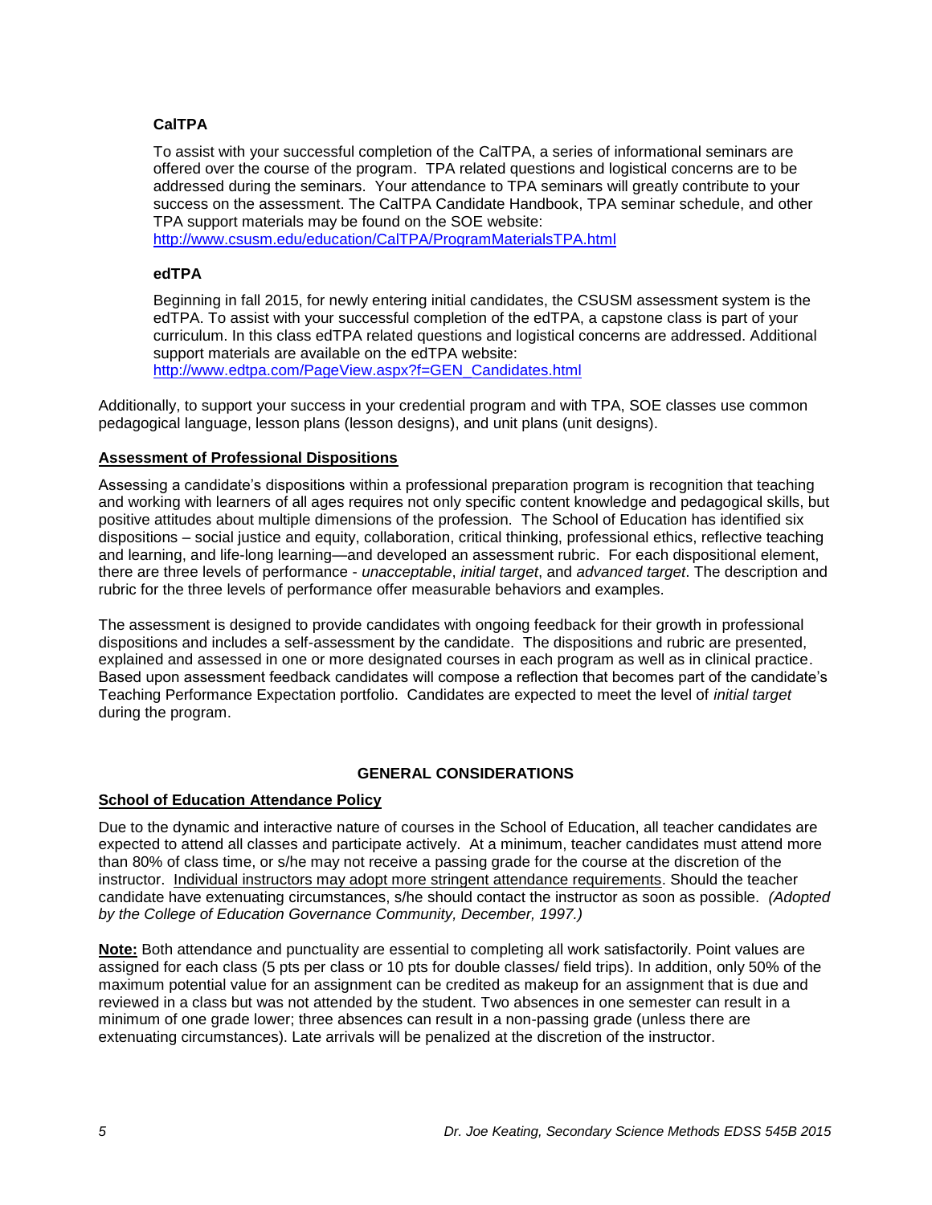### CalTPA

To assist with your successful completion of the CalTPA, a series of informational seminars are offered over the course of the program. TPA related questions and logistical concerns are to be addressed during the seminars. Your attendance to TPA seminars will greatly contribute to your success on the assessment. The CalTPA Candidate Handbook, TPA seminar schedule, and other TPA support materials may be found on the SOE website: http://www.csusm.edu/education/CalTPA/ProgramMaterialsTPA.html

### edTPA

Beginning in fall 2015, for newly entering initial candidates, the CSUSM assessment system is the edTPA. To assist with your successful completion of the edTPA, a capstone class is part of your curriculum. In this class edTPA related questions and logistical concerns are addressed. Additional support materials are available on the edTPA website: http://www.edtpa.com/PageView.aspx?f=GEN_Candidates.html

Additionally, to support your success in your credential program and with TPA, SOE classes use common pedagogical language, lesson plans (lesson designs), and unit plans (unit designs).

## Assessment of Professional Dispositions

Assessing a candidate's dispositions within a professional preparation program is recognition that teaching and working with learners of all ages requires not only specific content knowledge and pedagogical skills, but positive attitudes about multiple dimensions of the profession. The School of Education has identified six dispositions – social justice and equity, collaboration, critical thinking, professional ethics, reflective teaching and learning, and life-long learning—and developed an assessment rubric. For each dispositional element, there are three levels of performance - *unacceptable*, *initial target*, and *advanced target*. The description and rubric for the three levels of performance offer measurable behaviors and examples.

The assessment is designed to provide candidates with ongoing feedback for their growth in professional dispositions and includes a self-assessment by the candidate. The dispositions and rubric are presented, explained and assessed in one or more designated courses in each program as well as in clinical practice. Based upon assessment feedback candidates will compose a reflection that becomes part of the candidate's Teaching Performance Expectation portfolio. Candidates are expected to meet the level of *initial target* during the program.

# GENERAL CONSIDERATIONS

## School of Education Attendance Policy

Due to the dynamic and interactive nature of courses in the School of Education, all teacher candidates are expected to attend all classes and participate actively. At a minimum, teacher candidates must attend more than 80% of class time, or s/he may not receive a passing grade for the course at the discretion of the instructor. Individual instructors may adopt more stringent attendance requirements. Should the teacher candidate have extenuating circumstances, s/he should contact the instructor as soon as possible. *(Adopted by the College of Education Governance Community, December, 1997.)*

**Note:** Both attendance and punctuality are essential to completing all work satisfactorily. Point values are assigned for each class (5 pts per class or 10 pts for double classes/ field trips). In addition, only 50% of the maximum potential value for an assignment can be credited as makeup for an assignment that is due and reviewed in a class but was not attended by the student. Two absences in one semester can result in a minimum of one grade lower; three absences can result in a non-passing grade (unless there are extenuating circumstances). Late arrivals will be penalized at the discretion of the instructor.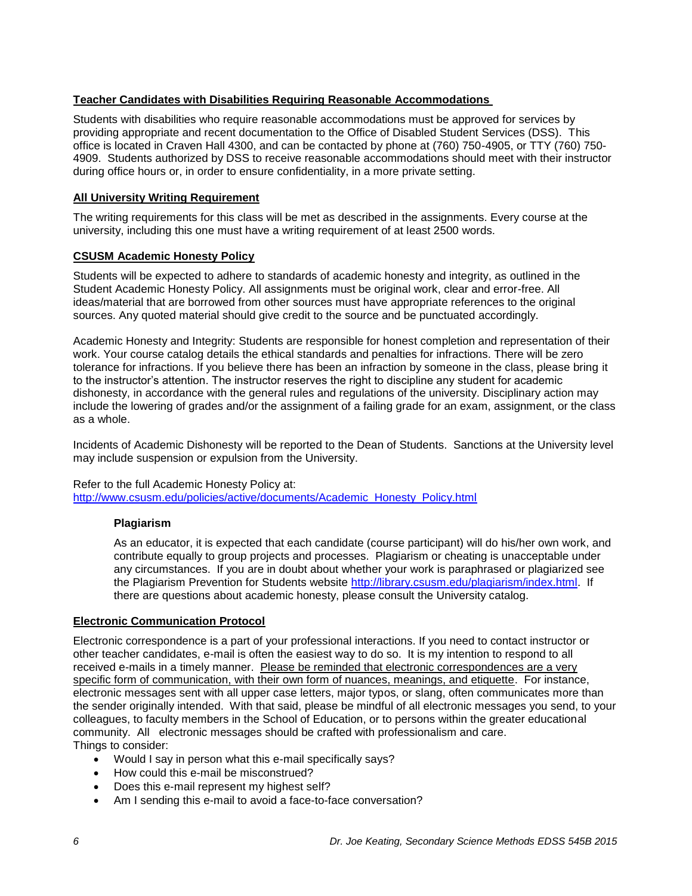## Teacher Candidates with Disabilities Requiring Reasonable Accommodations

Students with disabilities who require reasonable accommodations must be approved for services by providing appropriate and recent documentation to the Office of Disabled Student Services (DSS). This office is located in Craven Hall 4300, and can be contacted by phone at (760) 750-4905, or TTY (760) 750-4909. Students authorized by DSS to receive reasonable accommodations should meet with their instructor during office hours or, in order to ensure confidentiality, in a more private setting.

## All University Writing Requirement

The writing requirements for this class will be met as described in the assignments. Every course at the university, including this one must have a writing requirement of at least 2500 words.

## CSUSM Academic Honesty Policy

Students will be expected to adhere to standards of academic honesty and integrity, as outlined in the Student Academic Honesty Policy. All assignments must be original work, clear and error-free. All ideas/material that are borrowed from other sources must have appropriate references to the original sources. Any quoted material should give credit to the source and be punctuated accordingly.

Academic Honesty and Integrity: Students are responsible for honest completion and representation of their work. Your course catalog details the ethical standards and penalties for infractions. There will be zero tolerance for infractions. If you believe there has been an infraction by someone in the class, please bring it to the instructor's attention. The instructor reserves the right to discipline any student for academic dishonesty, in accordance with the general rules and regulations of the university. Disciplinary action may include the lowering of grades and/or the assignment of a failing grade for an exam, assignment, or the class as a whole.

Incidents of Academic Dishonesty will be reported to the Dean of Students. Sanctions at the University level may include suspension or expulsion from the University.

Refer to the full Academic Honesty Policy at:
http://www.csusm.edu/policies/active/documents/Academic_Honesty_Policy.html

### Plagiarism

As an educator, it is expected that each candidate (course participant) will do his/her own work, and contribute equally to group projects and processes. Plagiarism or cheating is unacceptable under any circumstances. If you are in doubt about whether your work is paraphrased or plagiarized see the Plagiarism Prevention for Students website http://library.csusm.edu/plagiarism/index.html. If there are questions about academic honesty, please consult the University catalog.

## Electronic Communication Protocol

Electronic correspondence is a part of your professional interactions. If you need to contact instructor or other teacher candidates, e-mail is often the easiest way to do so. It is my intention to respond to all received e-mails in a timely manner. Please be reminded that electronic correspondences are a very specific form of communication, with their own form of nuances, meanings, and etiquette. For instance, electronic messages sent with all upper case letters, major typos, or slang, often communicates more than the sender originally intended. With that said, please be mindful of all electronic messages you send, to your colleagues, to faculty members in the School of Education, or to persons within the greater educational community. All electronic messages should be crafted with professionalism and care.
Things to consider:

- Would I say in person what this e-mail specifically says?
- How could this e-mail be misconstrued?
- Does this e-mail represent my highest self?
- Am I sending this e-mail to avoid a face-to-face conversation?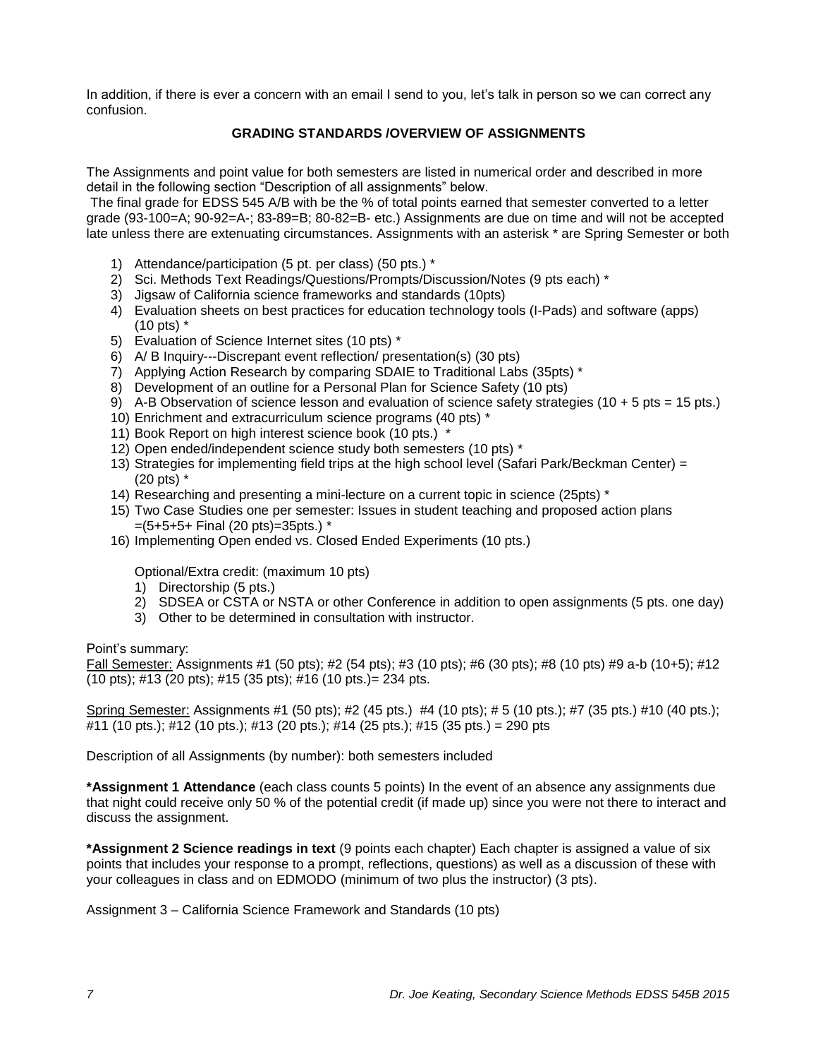In addition, if there is ever a concern with an email I send to you, let's talk in person so we can correct any confusion.

## GRADING STANDARDS /OVERVIEW OF ASSIGNMENTS

The Assignments and point value for both semesters are listed in numerical order and described in more detail in the following section "Description of all assignments" below.

The final grade for EDSS 545 A/B with be the % of total points earned that semester converted to a letter grade (93-100=A; 90-92=A-; 83-89=B; 80-82=B- etc.) Assignments are due on time and will not be accepted late unless there are extenuating circumstances. Assignments with an asterisk * are Spring Semester or both

1) Attendance/participation (5 pt. per class) (50 pts.) *
2) Sci. Methods Text Readings/Questions/Prompts/Discussion/Notes (9 pts each) *
3) Jigsaw of California science frameworks and standards (10pts)
4) Evaluation sheets on best practices for education technology tools (I-Pads) and software (apps) (10 pts) *
5) Evaluation of Science Internet sites (10 pts) *
6) A/ B Inquiry---Discrepant event reflection/ presentation(s) (30 pts)
7) Applying Action Research by comparing SDAIE to Traditional Labs (35pts) *
8) Development of an outline for a Personal Plan for Science Safety (10 pts)
9) A-B Observation of science lesson and evaluation of science safety strategies (10 + 5 pts = 15 pts.)
10) Enrichment and extracurriculum science programs (40 pts) *
11) Book Report on high interest science book (10 pts.) *
12) Open ended/independent science study both semesters (10 pts) *
13) Strategies for implementing field trips at the high school level (Safari Park/Beckman Center) = (20 pts) *
14) Researching and presenting a mini-lecture on a current topic in science (25pts) *
15) Two Case Studies one per semester: Issues in student teaching and proposed action plans =(5+5+5+ Final (20 pts)=35pts.) *
16) Implementing Open ended vs. Closed Ended Experiments (10 pts.)

Optional/Extra credit: (maximum 10 pts)

1) Directorship (5 pts.)
2) SDSEA or CSTA or NSTA or other Conference in addition to open assignments (5 pts. one day)
3) Other to be determined in consultation with instructor.

Point's summary:

Fall Semester: Assignments #1 (50 pts); #2 (54 pts); #3 (10 pts); #6 (30 pts); #8 (10 pts) #9 a-b (10+5); #12 (10 pts); #13 (20 pts); #15 (35 pts); #16 (10 pts.)= 234 pts.

Spring Semester: Assignments #1 (50 pts); #2 (45 pts.) #4 (10 pts); # 5 (10 pts.); #7 (35 pts.) #10 (40 pts.); #11 (10 pts.); #12 (10 pts.); #13 (20 pts.); #14 (25 pts.); #15 (35 pts.) = 290 pts

Description of all Assignments (by number): both semesters included

**\*Assignment 1 Attendance** (each class counts 5 points) In the event of an absence any assignments due that night could receive only 50 % of the potential credit (if made up) since you were not there to interact and discuss the assignment.

**\*Assignment 2 Science readings in text** (9 points each chapter) Each chapter is assigned a value of six points that includes your response to a prompt, reflections, questions) as well as a discussion of these with your colleagues in class and on EDMODO (minimum of two plus the instructor) (3 pts).

Assignment 3 – California Science Framework and Standards (10 pts)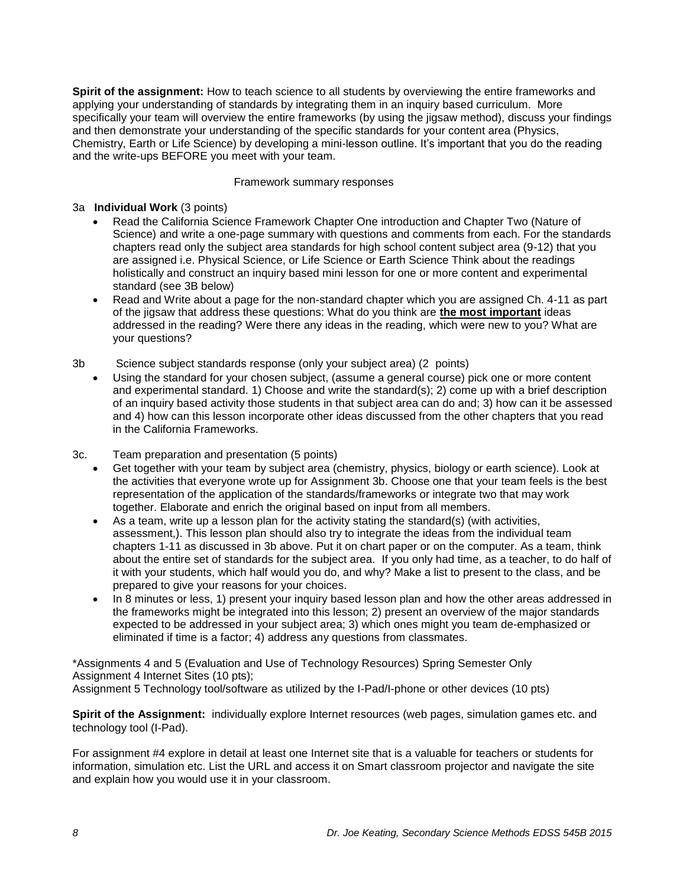**Spirit of the assignment:** How to teach science to all students by overviewing the entire frameworks and applying your understanding of standards by integrating them in an inquiry based curriculum. More specifically your team will overview the entire frameworks (by using the jigsaw method), discuss your findings and then demonstrate your understanding of the specific standards for your content area (Physics, Chemistry, Earth or Life Science) by developing a mini-lesson outline. It's important that you do the reading and the write-ups BEFORE you meet with your team.

Framework summary responses

3a **Individual Work** (3 points)

- Read the California Science Framework Chapter One introduction and Chapter Two (Nature of Science) and write a one-page summary with questions and comments from each. For the standards chapters read only the subject area standards for high school content subject area (9-12) that you are assigned i.e. Physical Science, or Life Science or Earth Science Think about the readings holistically and construct an inquiry based mini lesson for one or more content and experimental standard (see 3B below)
- Read and Write about a page for the non-standard chapter which you are assigned Ch. 4-11 as part of the jigsaw that address these questions: What do you think are **the most important** ideas addressed in the reading? Were there any ideas in the reading, which were new to you? What are your questions?

3b Science subject standards response (only your subject area) (2 points)

- Using the standard for your chosen subject, (assume a general course) pick one or more content and experimental standard. 1) Choose and write the standard(s); 2) come up with a brief description of an inquiry based activity those students in that subject area can do and; 3) how can it be assessed and 4) how can this lesson incorporate other ideas discussed from the other chapters that you read in the California Frameworks.

3c. Team preparation and presentation (5 points)

- Get together with your team by subject area (chemistry, physics, biology or earth science). Look at the activities that everyone wrote up for Assignment 3b. Choose one that your team feels is the best representation of the application of the standards/frameworks or integrate two that may work together. Elaborate and enrich the original based on input from all members.
- As a team, write up a lesson plan for the activity stating the standard(s) (with activities, assessment,). This lesson plan should also try to integrate the ideas from the individual team chapters 1-11 as discussed in 3b above. Put it on chart paper or on the computer. As a team, think about the entire set of standards for the subject area. If you only had time, as a teacher, to do half of it with your students, which half would you do, and why? Make a list to present to the class, and be prepared to give your reasons for your choices.
- In 8 minutes or less, 1) present your inquiry based lesson plan and how the other areas addressed in the frameworks might be integrated into this lesson; 2) present an overview of the major standards expected to be addressed in your subject area; 3) which ones might you team de-emphasized or eliminated if time is a factor; 4) address any questions from classmates.

*Assignments 4 and 5 (Evaluation and Use of Technology Resources) Spring Semester Only
Assignment 4 Internet Sites (10 pts);
Assignment 5 Technology tool/software as utilized by the I-Pad/I-phone or other devices (10 pts)

**Spirit of the Assignment:** individually explore Internet resources (web pages, simulation games etc. and technology tool (I-Pad).

For assignment #4 explore in detail at least one Internet site that is a valuable for teachers or students for information, simulation etc. List the URL and access it on Smart classroom projector and navigate the site and explain how you would use it in your classroom.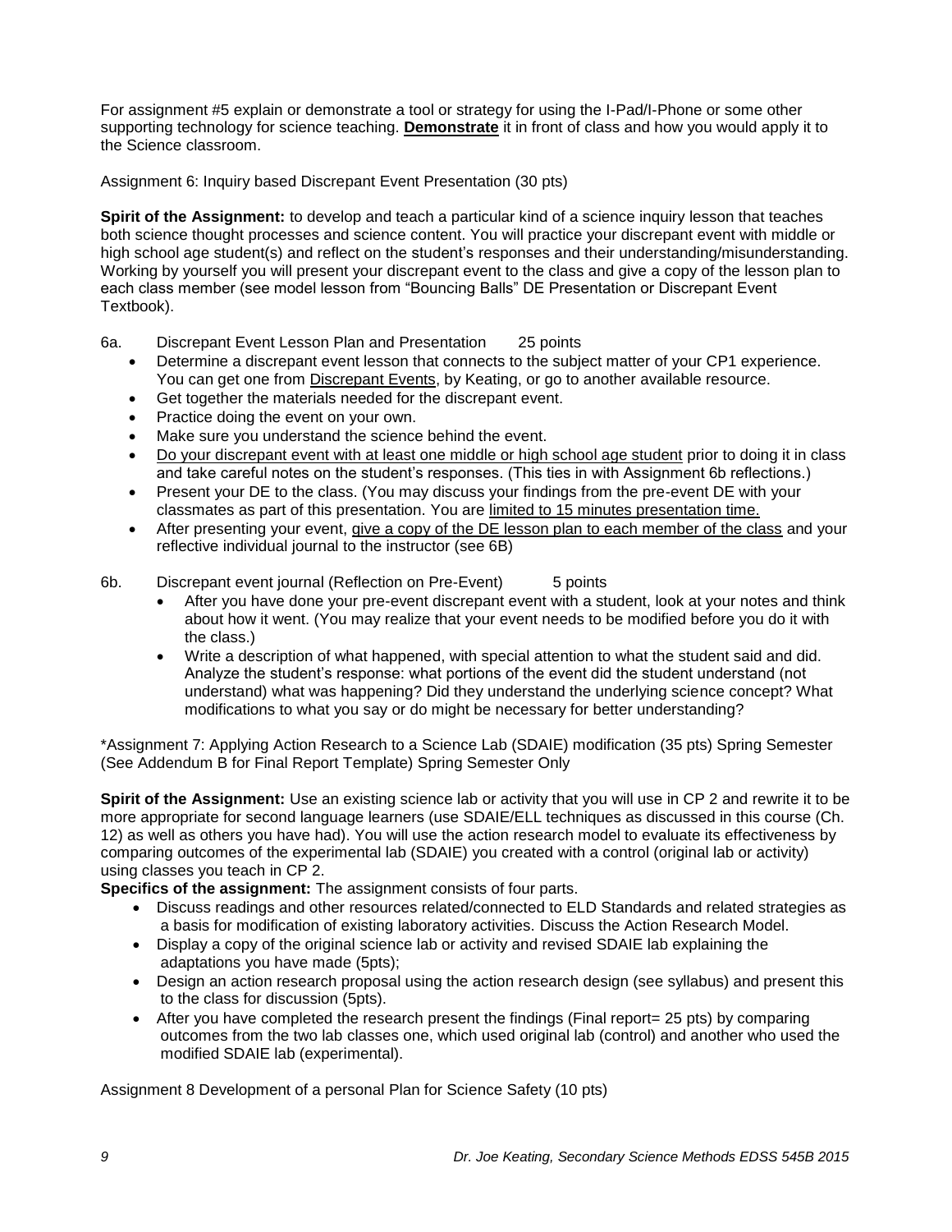For assignment #5 explain or demonstrate a tool or strategy for using the I-Pad/I-Phone or some other supporting technology for science teaching. **Demonstrate** it in front of class and how you would apply it to the Science classroom.

Assignment 6: Inquiry based Discrepant Event Presentation (30 pts)

**Spirit of the Assignment:** to develop and teach a particular kind of a science inquiry lesson that teaches both science thought processes and science content. You will practice your discrepant event with middle or high school age student(s) and reflect on the student's responses and their understanding/misunderstanding. Working by yourself you will present your discrepant event to the class and give a copy of the lesson plan to each class member (see model lesson from "Bouncing Balls" DE Presentation or Discrepant Event Textbook).

6a. Discrepant Event Lesson Plan and Presentation 25 points

- Determine a discrepant event lesson that connects to the subject matter of your CP1 experience. You can get one from Discrepant Events, by Keating, or go to another available resource.
- Get together the materials needed for the discrepant event.
- Practice doing the event on your own.
- Make sure you understand the science behind the event.
- Do your discrepant event with at least one middle or high school age student prior to doing it in class and take careful notes on the student's responses. (This ties in with Assignment 6b reflections.)
- Present your DE to the class. (You may discuss your findings from the pre-event DE with your classmates as part of this presentation. You are limited to 15 minutes presentation time.
- After presenting your event, give a copy of the DE lesson plan to each member of the class and your reflective individual journal to the instructor (see 6B)

6b. Discrepant event journal (Reflection on Pre-Event) 5 points

- After you have done your pre-event discrepant event with a student, look at your notes and think about how it went. (You may realize that your event needs to be modified before you do it with the class.)
- Write a description of what happened, with special attention to what the student said and did. Analyze the student's response: what portions of the event did the student understand (not understand) what was happening? Did they understand the underlying science concept? What modifications to what you say or do might be necessary for better understanding?

*Assignment 7: Applying Action Research to a Science Lab (SDAIE) modification (35 pts) Spring Semester (See Addendum B for Final Report Template) Spring Semester Only

**Spirit of the Assignment:** Use an existing science lab or activity that you will use in CP 2 and rewrite it to be more appropriate for second language learners (use SDAIE/ELL techniques as discussed in this course (Ch. 12) as well as others you have had). You will use the action research model to evaluate its effectiveness by comparing outcomes of the experimental lab (SDAIE) you created with a control (original lab or activity) using classes you teach in CP 2.

**Specifics of the assignment:** The assignment consists of four parts.

- Discuss readings and other resources related/connected to ELD Standards and related strategies as a basis for modification of existing laboratory activities. Discuss the Action Research Model.
- Display a copy of the original science lab or activity and revised SDAIE lab explaining the adaptations you have made (5pts);
- Design an action research proposal using the action research design (see syllabus) and present this to the class for discussion (5pts).
- After you have completed the research present the findings (Final report= 25 pts) by comparing outcomes from the two lab classes one, which used original lab (control) and another who used the modified SDAIE lab (experimental).

Assignment 8 Development of a personal Plan for Science Safety (10 pts)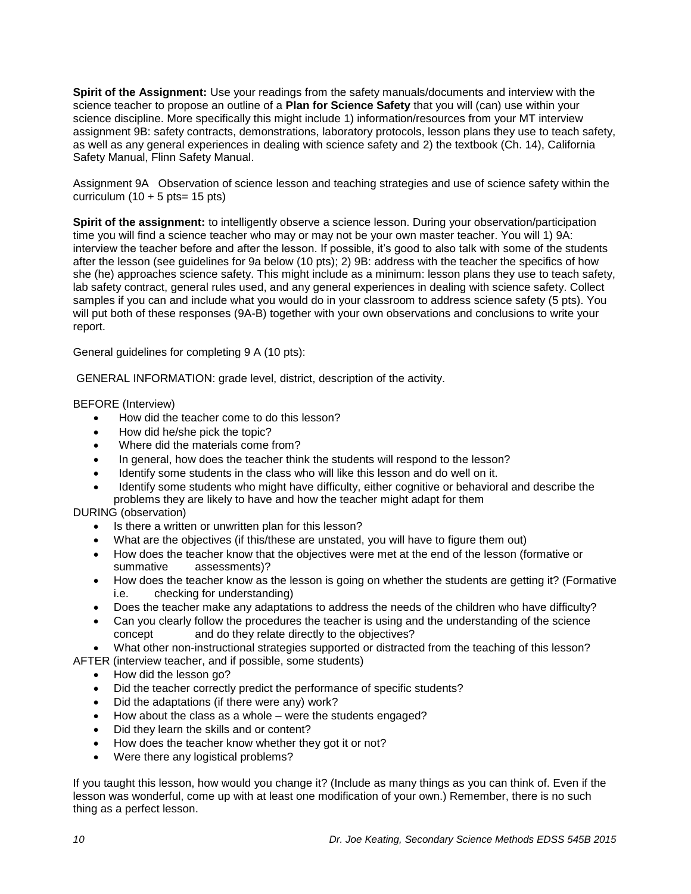**Spirit of the Assignment:** Use your readings from the safety manuals/documents and interview with the science teacher to propose an outline of a **Plan for Science Safety** that you will (can) use within your science discipline. More specifically this might include 1) information/resources from your MT interview assignment 9B: safety contracts, demonstrations, laboratory protocols, lesson plans they use to teach safety, as well as any general experiences in dealing with science safety and 2) the textbook (Ch. 14), California Safety Manual, Flinn Safety Manual.

Assignment 9A Observation of science lesson and teaching strategies and use of science safety within the curriculum (10 + 5 pts= 15 pts)

**Spirit of the assignment:** to intelligently observe a science lesson. During your observation/participation time you will find a science teacher who may or may not be your own master teacher. You will 1) 9A: interview the teacher before and after the lesson. If possible, it's good to also talk with some of the students after the lesson (see guidelines for 9a below (10 pts); 2) 9B: address with the teacher the specifics of how she (he) approaches science safety. This might include as a minimum: lesson plans they use to teach safety, lab safety contract, general rules used, and any general experiences in dealing with science safety. Collect samples if you can and include what you would do in your classroom to address science safety (5 pts). You will put both of these responses (9A-B) together with your own observations and conclusions to write your report.

General guidelines for completing 9 A (10 pts):

GENERAL INFORMATION: grade level, district, description of the activity.

BEFORE (Interview)

- How did the teacher come to do this lesson?
- How did he/she pick the topic?
- Where did the materials come from?
- In general, how does the teacher think the students will respond to the lesson?
- Identify some students in the class who will like this lesson and do well on it.
- Identify some students who might have difficulty, either cognitive or behavioral and describe the problems they are likely to have and how the teacher might adapt for them

DURING (observation)

- Is there a written or unwritten plan for this lesson?
- What are the objectives (if this/these are unstated, you will have to figure them out)
- How does the teacher know that the objectives were met at the end of the lesson (formative or summative assessments)?
- How does the teacher know as the lesson is going on whether the students are getting it? (Formative i.e. checking for understanding)
- Does the teacher make any adaptations to address the needs of the children who have difficulty?
- Can you clearly follow the procedures the teacher is using and the understanding of the science concept and do they relate directly to the objectives?
- What other non-instructional strategies supported or distracted from the teaching of this lesson?

AFTER (interview teacher, and if possible, some students)

- How did the lesson go?
- Did the teacher correctly predict the performance of specific students?
- Did the adaptations (if there were any) work?
- How about the class as a whole – were the students engaged?
- Did they learn the skills and or content?
- How does the teacher know whether they got it or not?
- Were there any logistical problems?

If you taught this lesson, how would you change it? (Include as many things as you can think of. Even if the lesson was wonderful, come up with at least one modification of your own.) Remember, there is no such thing as a perfect lesson.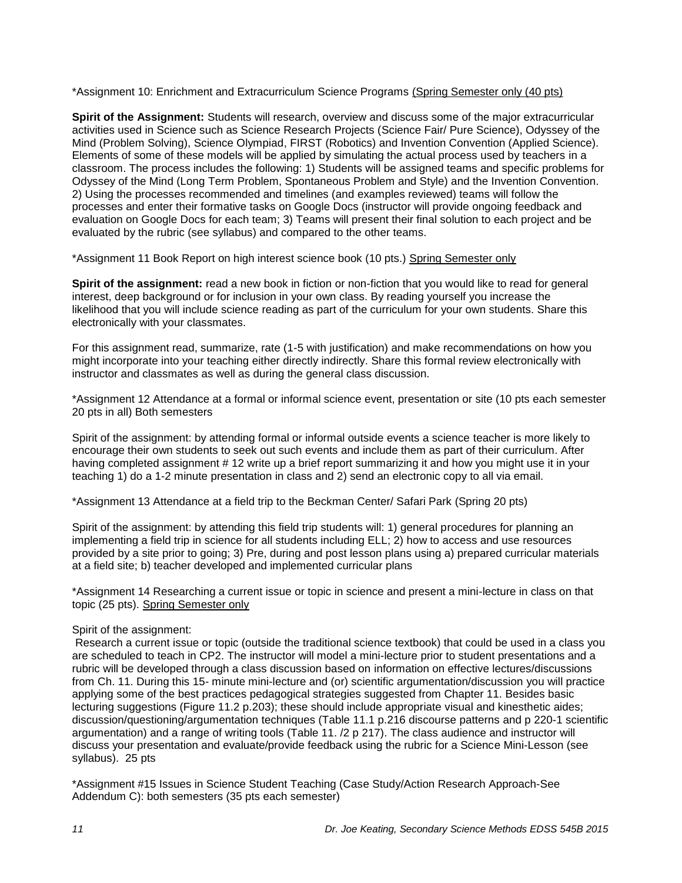*Assignment 10: Enrichment and Extracurriculum Science Programs Spring Semester only (40 pts)

**Spirit of the Assignment:** Students will research, overview and discuss some of the major extracurricular activities used in Science such as Science Research Projects (Science Fair/ Pure Science), Odyssey of the Mind (Problem Solving), Science Olympiad, FIRST (Robotics) and Invention Convention (Applied Science). Elements of some of these models will be applied by simulating the actual process used by teachers in a classroom. The process includes the following: 1) Students will be assigned teams and specific problems for Odyssey of the Mind (Long Term Problem, Spontaneous Problem and Style) and the Invention Convention. 2) Using the processes recommended and timelines (and examples reviewed) teams will follow the processes and enter their formative tasks on Google Docs (instructor will provide ongoing feedback and evaluation on Google Docs for each team; 3) Teams will present their final solution to each project and be evaluated by the rubric (see syllabus) and compared to the other teams.

*Assignment 11 Book Report on high interest science book (10 pts.) Spring Semester only

**Spirit of the assignment:** read a new book in fiction or non-fiction that you would like to read for general interest, deep background or for inclusion in your own class. By reading yourself you increase the likelihood that you will include science reading as part of the curriculum for your own students. Share this electronically with your classmates.

For this assignment read, summarize, rate (1-5 with justification) and make recommendations on how you might incorporate into your teaching either directly indirectly. Share this formal review electronically with instructor and classmates as well as during the general class discussion.

*Assignment 12 Attendance at a formal or informal science event, presentation or site (10 pts each semester 20 pts in all) Both semesters

Spirit of the assignment: by attending formal or informal outside events a science teacher is more likely to encourage their own students to seek out such events and include them as part of their curriculum. After having completed assignment # 12 write up a brief report summarizing it and how you might use it in your teaching 1) do a 1-2 minute presentation in class and 2) send an electronic copy to all via email.

*Assignment 13 Attendance at a field trip to the Beckman Center/ Safari Park (Spring 20 pts)

Spirit of the assignment: by attending this field trip students will: 1) general procedures for planning an implementing a field trip in science for all students including ELL; 2) how to access and use resources provided by a site prior to going; 3) Pre, during and post lesson plans using a) prepared curricular materials at a field site; b) teacher developed and implemented curricular plans

*Assignment 14 Researching a current issue or topic in science and present a mini-lecture in class on that topic (25 pts). Spring Semester only

Spirit of the assignment:

Research a current issue or topic (outside the traditional science textbook) that could be used in a class you are scheduled to teach in CP2. The instructor will model a mini-lecture prior to student presentations and a rubric will be developed through a class discussion based on information on effective lectures/discussions from Ch. 11. During this 15- minute mini-lecture and (or) scientific argumentation/discussion you will practice applying some of the best practices pedagogical strategies suggested from Chapter 11. Besides basic lecturing suggestions (Figure 11.2 p.203); these should include appropriate visual and kinesthetic aides; discussion/questioning/argumentation techniques (Table 11.1 p.216 discourse patterns and p 220-1 scientific argumentation) and a range of writing tools (Table 11. /2 p 217). The class audience and instructor will discuss your presentation and evaluate/provide feedback using the rubric for a Science Mini-Lesson (see syllabus). 25 pts

*Assignment #15 Issues in Science Student Teaching (Case Study/Action Research Approach-See Addendum C): both semesters (35 pts each semester)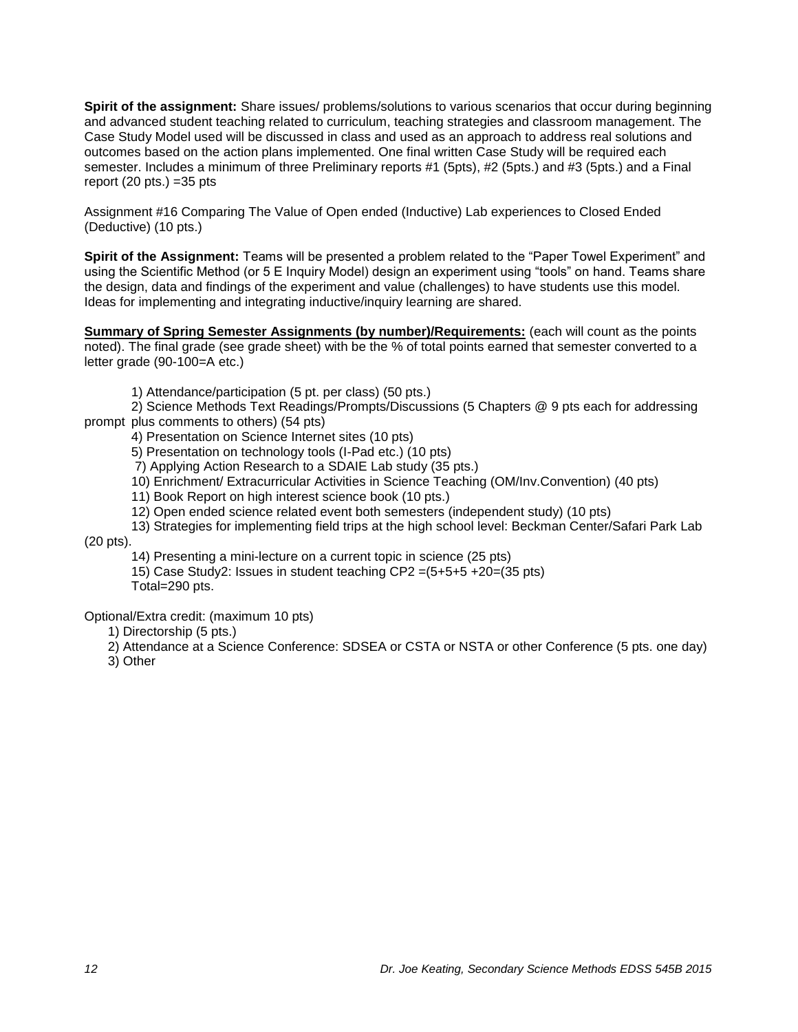**Spirit of the assignment:** Share issues/ problems/solutions to various scenarios that occur during beginning and advanced student teaching related to curriculum, teaching strategies and classroom management. The Case Study Model used will be discussed in class and used as an approach to address real solutions and outcomes based on the action plans implemented. One final written Case Study will be required each semester. Includes a minimum of three Preliminary reports #1 (5pts), #2 (5pts.) and #3 (5pts.) and a Final report (20 pts.) =35 pts

Assignment #16 Comparing The Value of Open ended (Inductive) Lab experiences to Closed Ended (Deductive) (10 pts.)

**Spirit of the Assignment:** Teams will be presented a problem related to the "Paper Towel Experiment" and using the Scientific Method (or 5 E Inquiry Model) design an experiment using "tools" on hand. Teams share the design, data and findings of the experiment and value (challenges) to have students use this model. Ideas for implementing and integrating inductive/inquiry learning are shared.

**Summary of Spring Semester Assignments (by number)/Requirements:** (each will count as the points noted). The final grade (see grade sheet) with be the % of total points earned that semester converted to a letter grade (90-100=A etc.)

1) Attendance/participation (5 pt. per class) (50 pts.)
2) Science Methods Text Readings/Prompts/Discussions (5 Chapters @ 9 pts each for addressing prompt plus comments to others) (54 pts)
4) Presentation on Science Internet sites (10 pts)
5) Presentation on technology tools (I-Pad etc.) (10 pts)
7) Applying Action Research to a SDAIE Lab study (35 pts.)
10) Enrichment/ Extracurricular Activities in Science Teaching (OM/Inv.Convention) (40 pts)
11) Book Report on high interest science book (10 pts.)
12) Open ended science related event both semesters (independent study) (10 pts)
13) Strategies for implementing field trips at the high school level: Beckman Center/Safari Park Lab (20 pts).
14) Presenting a mini-lecture on a current topic in science (25 pts)
15) Case Study2: Issues in student teaching CP2 =(5+5+5 +20=(35 pts)
Total=290 pts.

Optional/Extra credit: (maximum 10 pts)

1) Directorship (5 pts.)
2) Attendance at a Science Conference: SDSEA or CSTA or NSTA or other Conference (5 pts. one day)
3) Other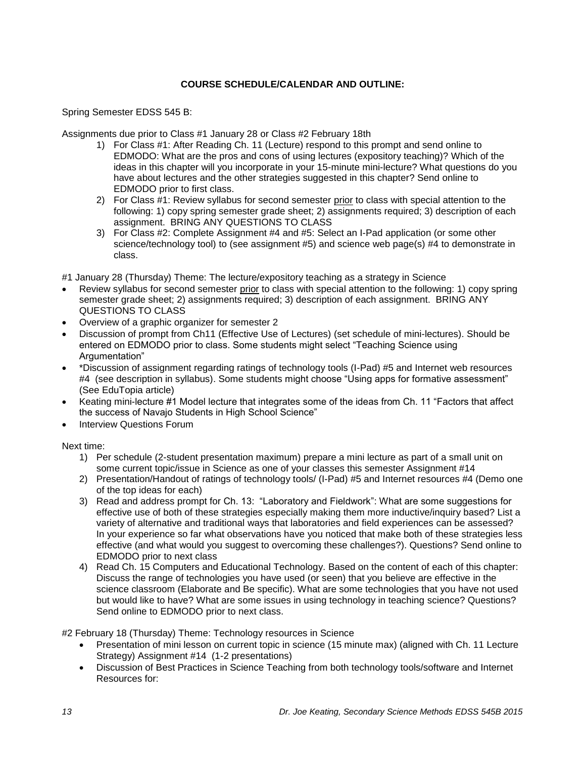**COURSE SCHEDULE/CALENDAR AND OUTLINE:**

Spring Semester EDSS 545 B:

Assignments due prior to Class #1 January 28 or Class #2 February 18th

1) For Class #1: After Reading Ch. 11 (Lecture) respond to this prompt and send online to EDMODO: What are the pros and cons of using lectures (expository teaching)? Which of the ideas in this chapter will you incorporate in your 15-minute mini-lecture? What questions do you have about lectures and the other strategies suggested in this chapter? Send online to EDMODO prior to first class.
2) For Class #1: Review syllabus for second semester <u>prior</u> to class with special attention to the following: 1) copy spring semester grade sheet; 2) assignments required; 3) description of each assignment. BRING ANY QUESTIONS TO CLASS
3) For Class #2: Complete Assignment #4 and #5: Select an I-Pad application (or some other science/technology tool) to (see assignment #5) and science web page(s) #4 to demonstrate in class.

#1 January 28 (Thursday) Theme: The lecture/expository teaching as a strategy in Science

- Review syllabus for second semester <u>prior</u> to class with special attention to the following: 1) copy spring semester grade sheet; 2) assignments required; 3) description of each assignment. BRING ANY QUESTIONS TO CLASS
- Overview of a graphic organizer for semester 2
- Discussion of prompt from Ch11 (Effective Use of Lectures) (set schedule of mini-lectures). Should be entered on EDMODO prior to class. Some students might select "Teaching Science using Argumentation"
- *Discussion of assignment regarding ratings of technology tools (I-Pad) #5 and Internet web resources #4 (see description in syllabus). Some students might choose "Using apps for formative assessment" (See EduTopia article)
- Keating mini-lecture #1 Model lecture that integrates some of the ideas from Ch. 11 "Factors that affect the success of Navajo Students in High School Science"
- Interview Questions Forum

Next time:

1) Per schedule (2-student presentation maximum) prepare a mini lecture as part of a small unit on some current topic/issue in Science as one of your classes this semester Assignment #14
2) Presentation/Handout of ratings of technology tools/ (I-Pad) #5 and Internet resources #4 (Demo one of the top ideas for each)
3) Read and address prompt for Ch. 13: "Laboratory and Fieldwork": What are some suggestions for effective use of both of these strategies especially making them more inductive/inquiry based? List a variety of alternative and traditional ways that laboratories and field experiences can be assessed? In your experience so far what observations have you noticed that make both of these strategies less effective (and what would you suggest to overcoming these challenges?). Questions? Send online to EDMODO prior to next class
4) Read Ch. 15 Computers and Educational Technology. Based on the content of each of this chapter: Discuss the range of technologies you have used (or seen) that you believe are effective in the science classroom (Elaborate and Be specific). What are some technologies that you have not used but would like to have? What are some issues in using technology in teaching science? Questions? Send online to EDMODO prior to next class.

#2 February 18 (Thursday) Theme: Technology resources in Science

- Presentation of mini lesson on current topic in science (15 minute max) (aligned with Ch. 11 Lecture Strategy) Assignment #14 (1-2 presentations)
- Discussion of Best Practices in Science Teaching from both technology tools/software and Internet Resources for: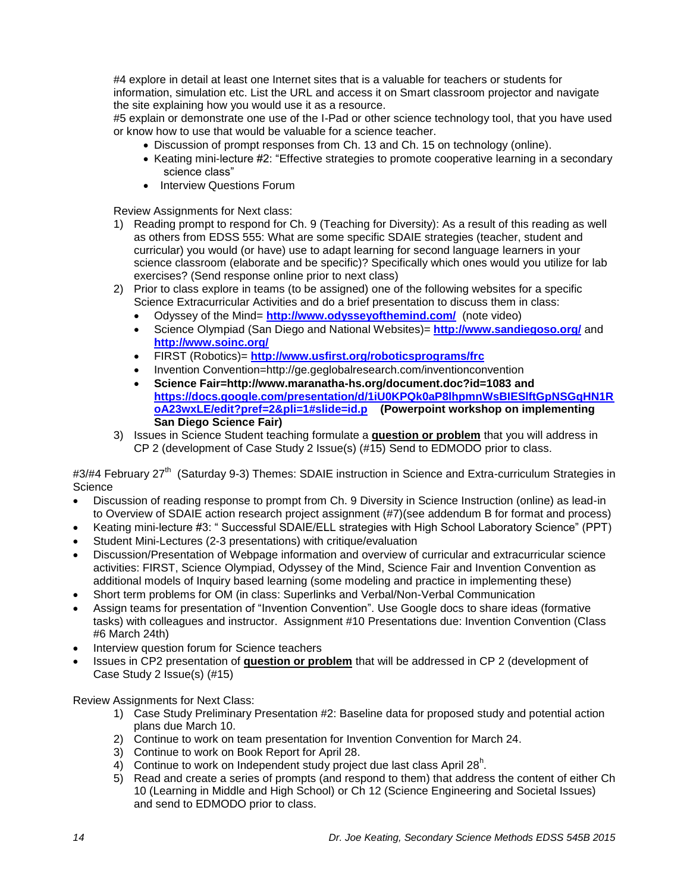#4 explore in detail at least one Internet sites that is a valuable for teachers or students for information, simulation etc. List the URL and access it on Smart classroom projector and navigate the site explaining how you would use it as a resource.
#5 explain or demonstrate one use of the I-Pad or other science technology tool, that you have used or know how to use that would be valuable for a science teacher.

- Discussion of prompt responses from Ch. 13 and Ch. 15 on technology (online).
- Keating mini-lecture #2: "Effective strategies to promote cooperative learning in a secondary science class"
- Interview Questions Forum

Review Assignments for Next class:

1) Reading prompt to respond for Ch. 9 (Teaching for Diversity): As a result of this reading as well as others from EDSS 555: What are some specific SDAIE strategies (teacher, student and curricular) you would (or have) use to adapt learning for second language learners in your science classroom (elaborate and be specific)? Specifically which ones would you utilize for lab exercises? (Send response online prior to next class)
2) Prior to class explore in teams (to be assigned) one of the following websites for a specific Science Extracurricular Activities and do a brief presentation to discuss them in class:
   - Odyssey of the Mind= **http://www.odysseyofthemind.com/** (note video)
   - Science Olympiad (San Diego and National Websites)= **http://www.sandiegoso.org/** and **http://www.soinc.org/**
   - FIRST (Robotics)= **http://www.usfirst.org/roboticsprograms/frc**
   - Invention Convention=http://ge.geglobalresearch.com/inventionconvention
   - **Science Fair=http://www.maranatha-hs.org/document.doc?id=1083 and https://docs.google.com/presentation/d/1iU0KPQk0aP8lhpmnWsBIESlftGpNSGqHN1RoA23wxLE/edit?pref=2&pli=1#slide=id.p (Powerpoint workshop on implementing San Diego Science Fair)**
3) Issues in Science Student teaching formulate a **question or problem** that you will address in CP 2 (development of Case Study 2 Issue(s) (#15) Send to EDMODO prior to class.

#3/#4 February 27th (Saturday 9-3) Themes: SDAIE instruction in Science and Extra-curriculum Strategies in Science

- Discussion of reading response to prompt from Ch. 9 Diversity in Science Instruction (online) as lead-in to Overview of SDAIE action research project assignment (#7)(see addendum B for format and process)
- Keating mini-lecture #3: " Successful SDAIE/ELL strategies with High School Laboratory Science" (PPT)
- Student Mini-Lectures (2-3 presentations) with critique/evaluation
- Discussion/Presentation of Webpage information and overview of curricular and extracurricular science activities: FIRST, Science Olympiad, Odyssey of the Mind, Science Fair and Invention Convention as additional models of Inquiry based learning (some modeling and practice in implementing these)
- Short term problems for OM (in class: Superlinks and Verbal/Non-Verbal Communication
- Assign teams for presentation of "Invention Convention". Use Google docs to share ideas (formative tasks) with colleagues and instructor. Assignment #10 Presentations due: Invention Convention (Class #6 March 24th)
- Interview question forum for Science teachers
- Issues in CP2 presentation of **question or problem** that will be addressed in CP 2 (development of Case Study 2 Issue(s) (#15)

Review Assignments for Next Class:

1) Case Study Preliminary Presentation #2: Baseline data for proposed study and potential action plans due March 10.
2) Continue to work on team presentation for Invention Convention for March 24.
3) Continue to work on Book Report for April 28.
4) Continue to work on Independent study project due last class April 28h.
5) Read and create a series of prompts (and respond to them) that address the content of either Ch 10 (Learning in Middle and High School) or Ch 12 (Science Engineering and Societal Issues) and send to EDMODO prior to class.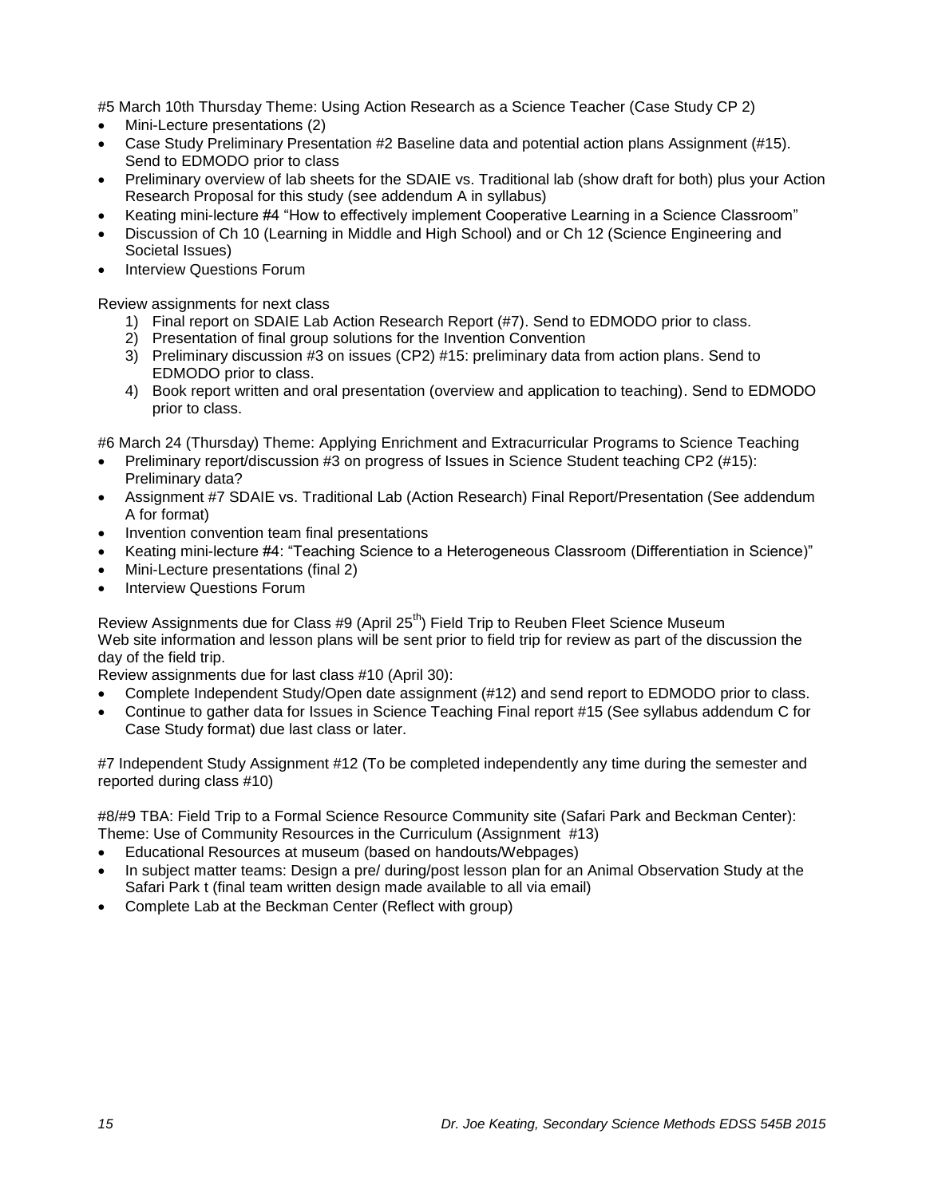#5 March 10th Thursday Theme: Using Action Research as a Science Teacher (Case Study CP 2)

- Mini-Lecture presentations (2)
- Case Study Preliminary Presentation #2 Baseline data and potential action plans Assignment (#15). Send to EDMODO prior to class
- Preliminary overview of lab sheets for the SDAIE vs. Traditional lab (show draft for both) plus your Action Research Proposal for this study (see addendum A in syllabus)
- Keating mini-lecture #4 "How to effectively implement Cooperative Learning in a Science Classroom"
- Discussion of Ch 10 (Learning in Middle and High School) and or Ch 12 (Science Engineering and Societal Issues)
- Interview Questions Forum

Review assignments for next class

1) Final report on SDAIE Lab Action Research Report (#7). Send to EDMODO prior to class.
2) Presentation of final group solutions for the Invention Convention
3) Preliminary discussion #3 on issues (CP2) #15: preliminary data from action plans. Send to EDMODO prior to class.
4) Book report written and oral presentation (overview and application to teaching). Send to EDMODO prior to class.

#6 March 24 (Thursday) Theme: Applying Enrichment and Extracurricular Programs to Science Teaching

- Preliminary report/discussion #3 on progress of Issues in Science Student teaching CP2 (#15): Preliminary data?
- Assignment #7 SDAIE vs. Traditional Lab (Action Research) Final Report/Presentation (See addendum A for format)
- Invention convention team final presentations
- Keating mini-lecture #4: "Teaching Science to a Heterogeneous Classroom (Differentiation in Science)"
- Mini-Lecture presentations (final 2)
- Interview Questions Forum

Review Assignments due for Class #9 (April 25th) Field Trip to Reuben Fleet Science Museum
Web site information and lesson plans will be sent prior to field trip for review as part of the discussion the day of the field trip.

Review assignments due for last class #10 (April 30):

- Complete Independent Study/Open date assignment (#12) and send report to EDMODO prior to class.
- Continue to gather data for Issues in Science Teaching Final report #15 (See syllabus addendum C for Case Study format) due last class or later.

#7 Independent Study Assignment #12 (To be completed independently any time during the semester and reported during class #10)

#8/#9 TBA: Field Trip to a Formal Science Resource Community site (Safari Park and Beckman Center): Theme: Use of Community Resources in the Curriculum (Assignment #13)

- Educational Resources at museum (based on handouts/Webpages)
- In subject matter teams: Design a pre/ during/post lesson plan for an Animal Observation Study at the Safari Park t (final team written design made available to all via email)
- Complete Lab at the Beckman Center (Reflect with group)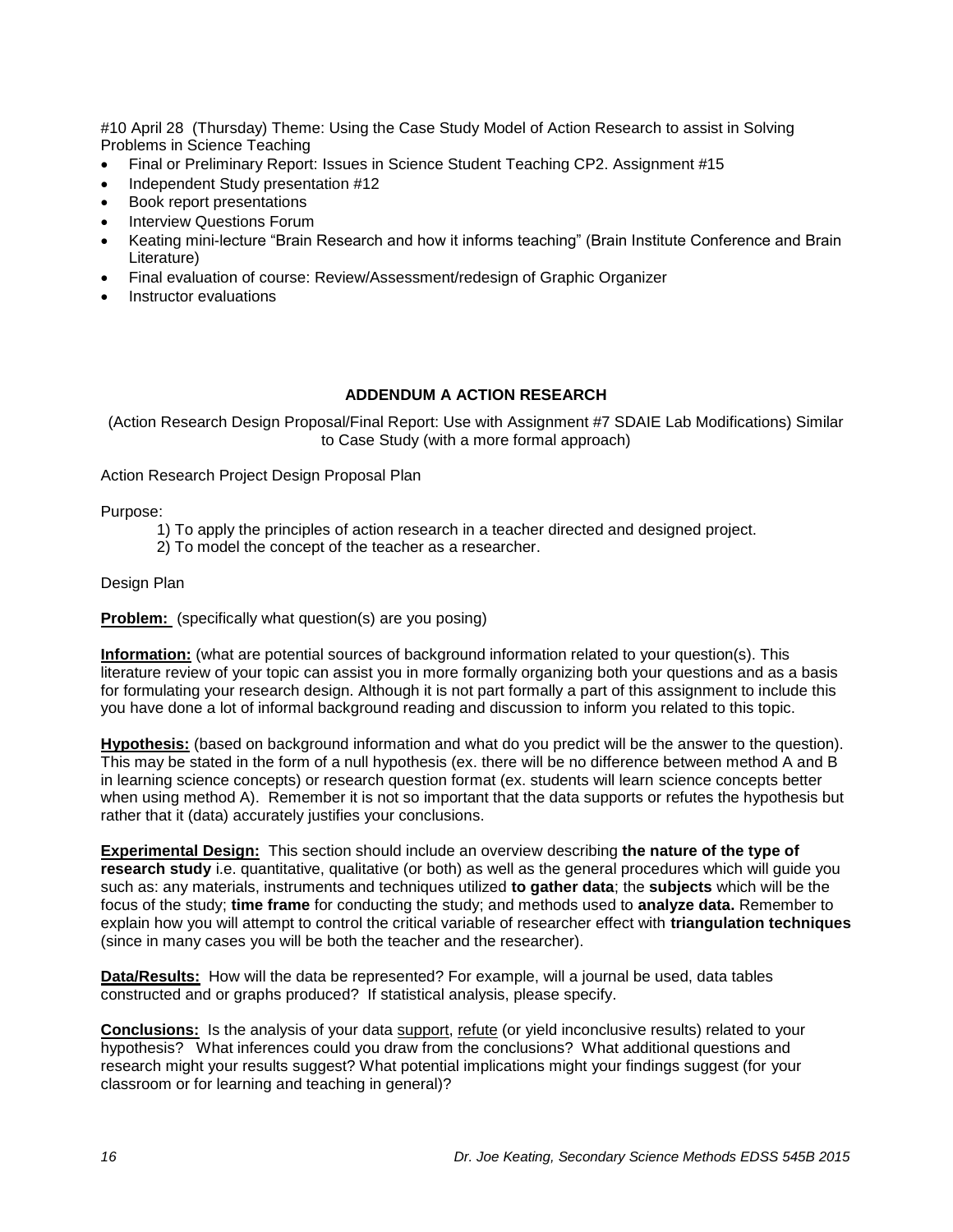#10 April 28 (Thursday) Theme: Using the Case Study Model of Action Research to assist in Solving Problems in Science Teaching

- Final or Preliminary Report: Issues in Science Student Teaching CP2. Assignment #15
- Independent Study presentation #12
- Book report presentations
- Interview Questions Forum
- Keating mini-lecture "Brain Research and how it informs teaching" (Brain Institute Conference and Brain Literature)
- Final evaluation of course: Review/Assessment/redesign of Graphic Organizer
- Instructor evaluations

## ADDENDUM A ACTION RESEARCH

(Action Research Design Proposal/Final Report: Use with Assignment #7 SDAIE Lab Modifications) Similar to Case Study (with a more formal approach)

Action Research Project Design Proposal Plan

Purpose:

1) To apply the principles of action research in a teacher directed and designed project.
2) To model the concept of the teacher as a researcher.

Design Plan

**Problem:** (specifically what question(s) are you posing)

**Information:** (what are potential sources of background information related to your question(s). This literature review of your topic can assist you in more formally organizing both your questions and as a basis for formulating your research design. Although it is not part formally a part of this assignment to include this you have done a lot of informal background reading and discussion to inform you related to this topic.

**Hypothesis:** (based on background information and what do you predict will be the answer to the question). This may be stated in the form of a null hypothesis (ex. there will be no difference between method A and B in learning science concepts) or research question format (ex. students will learn science concepts better when using method A). Remember it is not so important that the data supports or refutes the hypothesis but rather that it (data) accurately justifies your conclusions.

**Experimental Design:** This section should include an overview describing **the nature of the type of research study** i.e. quantitative, qualitative (or both) as well as the general procedures which will guide you such as: any materials, instruments and techniques utilized **to gather data**; the **subjects** which will be the focus of the study; **time frame** for conducting the study; and methods used to **analyze data.** Remember to explain how you will attempt to control the critical variable of researcher effect with **triangulation techniques** (since in many cases you will be both the teacher and the researcher).

**Data/Results:** How will the data be represented? For example, will a journal be used, data tables constructed and or graphs produced? If statistical analysis, please specify.

**Conclusions:** Is the analysis of your data support, refute (or yield inconclusive results) related to your hypothesis? What inferences could you draw from the conclusions? What additional questions and research might your results suggest? What potential implications might your findings suggest (for your classroom or for learning and teaching in general)?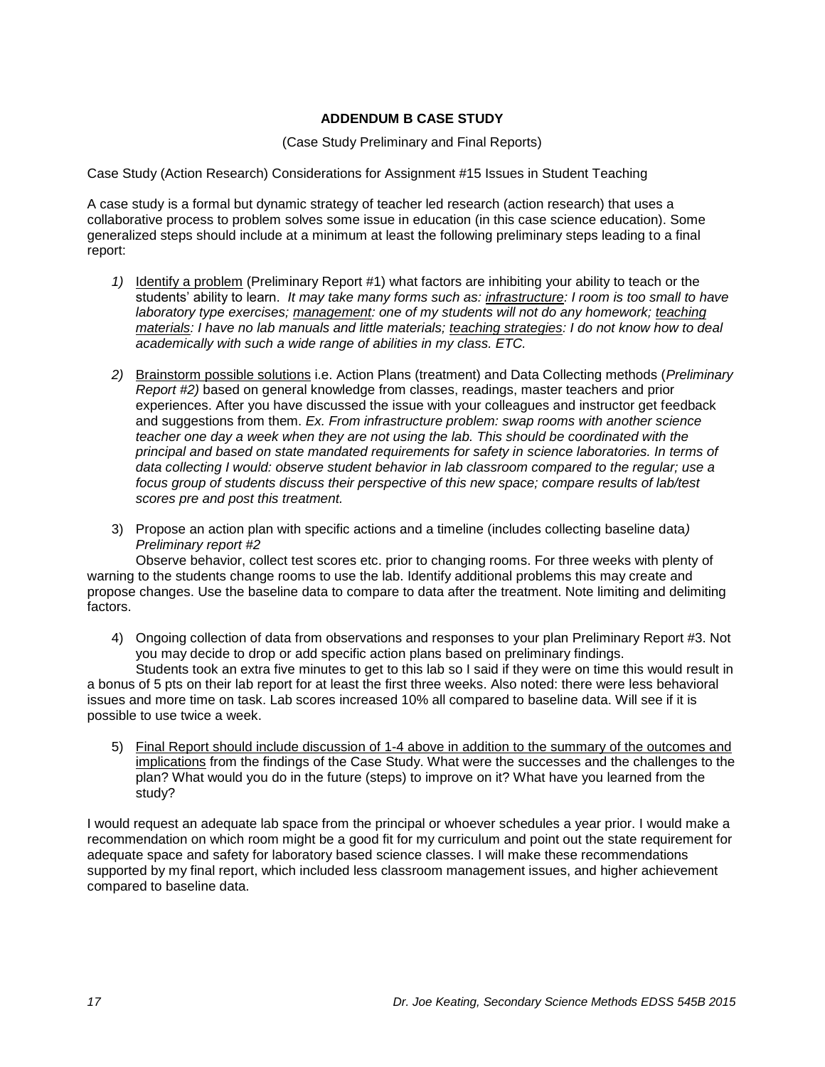## ADDENDUM B CASE STUDY

(Case Study Preliminary and Final Reports)

Case Study (Action Research) Considerations for Assignment #15 Issues in Student Teaching

A case study is a formal but dynamic strategy of teacher led research (action research) that uses a collaborative process to problem solves some issue in education (in this case science education). Some generalized steps should include at a minimum at least the following preliminary steps leading to a final report:

1) <u>Identify a problem</u> (Preliminary Report #1) what factors are inhibiting your ability to teach or the students' ability to learn. *It may take many forms such as: <u>infrastructure</u>: I room is too small to have laboratory type exercises; <u>management</u>: one of my students will not do any homework; <u>teaching materials</u>: I have no lab manuals and little materials; <u>teaching strategies</u>: I do not know how to deal academically with such a wide range of abilities in my class. ETC.*

2) <u>Brainstorm possible solutions</u> i.e. Action Plans (treatment) and Data Collecting methods (*Preliminary Report #2)* based on general knowledge from classes, readings, master teachers and prior experiences. After you have discussed the issue with your colleagues and instructor get feedback and suggestions from them. *Ex. From infrastructure problem: swap rooms with another science teacher one day a week when they are not using the lab. This should be coordinated with the principal and based on state mandated requirements for safety in science laboratories. In terms of data collecting I would: observe student behavior in lab classroom compared to the regular; use a focus group of students discuss their perspective of this new space; compare results of lab/test scores pre and post this treatment.*

3) Propose an action plan with specific actions and a timeline (includes collecting baseline data*) Preliminary report #2*

Observe behavior, collect test scores etc. prior to changing rooms. For three weeks with plenty of warning to the students change rooms to use the lab. Identify additional problems this may create and propose changes. Use the baseline data to compare to data after the treatment. Note limiting and delimiting factors.

4) Ongoing collection of data from observations and responses to your plan Preliminary Report #3. Not you may decide to drop or add specific action plans based on preliminary findings.

Students took an extra five minutes to get to this lab so I said if they were on time this would result in a bonus of 5 pts on their lab report for at least the first three weeks. Also noted: there were less behavioral issues and more time on task. Lab scores increased 10% all compared to baseline data. Will see if it is possible to use twice a week.

5) <u>Final Report should include discussion of 1-4 above in addition to the summary of the outcomes and implications</u> from the findings of the Case Study. What were the successes and the challenges to the plan? What would you do in the future (steps) to improve on it? What have you learned from the study?

I would request an adequate lab space from the principal or whoever schedules a year prior. I would make a recommendation on which room might be a good fit for my curriculum and point out the state requirement for adequate space and safety for laboratory based science classes. I will make these recommendations supported by my final report, which included less classroom management issues, and higher achievement compared to baseline data.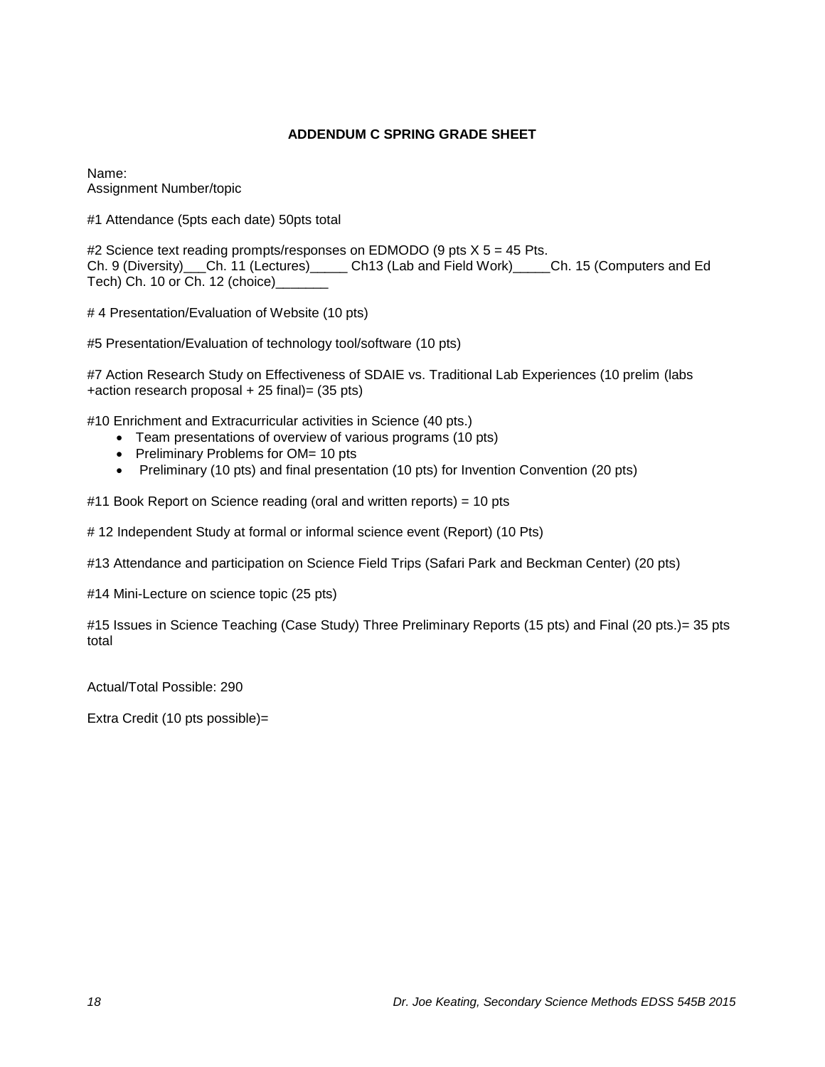### ADDENDUM C SPRING GRADE SHEET

Name:
Assignment Number/topic

#1 Attendance (5pts each date) 50pts total

#2 Science text reading prompts/responses on EDMODO (9 pts X 5 = 45 Pts.
Ch. 9 (Diversity)___Ch. 11 (Lectures)_____ Ch13 (Lab and Field Work)_____Ch. 15 (Computers and Ed Tech) Ch. 10 or Ch. 12 (choice)_______

# 4 Presentation/Evaluation of Website (10 pts)

#5 Presentation/Evaluation of technology tool/software (10 pts)

#7 Action Research Study on Effectiveness of SDAIE vs. Traditional Lab Experiences (10 prelim (labs +action research proposal + 25 final)= (35 pts)

#10 Enrichment and Extracurricular activities in Science (40 pts.)

- Team presentations of overview of various programs (10 pts)
- Preliminary Problems for OM= 10 pts
- Preliminary (10 pts) and final presentation (10 pts) for Invention Convention (20 pts)

#11 Book Report on Science reading (oral and written reports) = 10 pts

# 12 Independent Study at formal or informal science event (Report) (10 Pts)

#13 Attendance and participation on Science Field Trips (Safari Park and Beckman Center) (20 pts)

#14 Mini-Lecture on science topic (25 pts)

#15 Issues in Science Teaching (Case Study) Three Preliminary Reports (15 pts) and Final (20 pts.)= 35 pts total

Actual/Total Possible: 290

Extra Credit (10 pts possible)=